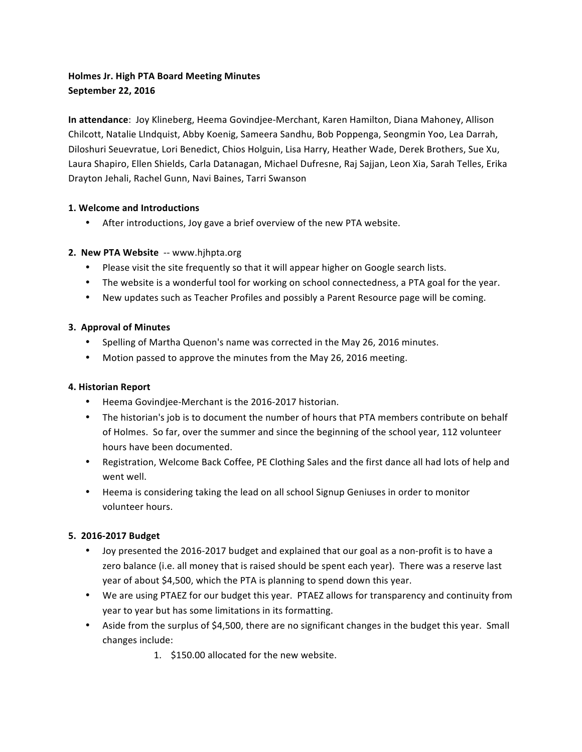**Holmes Jr. High PTA Board Meeting Minutes**
**September 22, 2016**

**In attendance**: Joy Klineberg, Heema Govindjee-Merchant, Karen Hamilton, Diana Mahoney, Allison Chilcott, Natalie LIndquist, Abby Koenig, Sameera Sandhu, Bob Poppenga, Seongmin Yoo, Lea Darrah, Diloshuri Seuevratue, Lori Benedict, Chios Holguin, Lisa Harry, Heather Wade, Derek Brothers, Sue Xu, Laura Shapiro, Ellen Shields, Carla Datanagan, Michael Dufresne, Raj Sajjan, Leon Xia, Sarah Telles, Erika Drayton Jehali, Rachel Gunn, Navi Baines, Tarri Swanson

**1. Welcome and Introductions**

- After introductions, Joy gave a brief overview of the new PTA website.

**2. New PTA Website** -- www.hjhpta.org

- Please visit the site frequently so that it will appear higher on Google search lists.
- The website is a wonderful tool for working on school connectedness, a PTA goal for the year.
- New updates such as Teacher Profiles and possibly a Parent Resource page will be coming.

**3. Approval of Minutes**

- Spelling of Martha Quenon's name was corrected in the May 26, 2016 minutes.
- Motion passed to approve the minutes from the May 26, 2016 meeting.

**4. Historian Report**

- Heema Govindjee-Merchant is the 2016-2017 historian.
- The historian's job is to document the number of hours that PTA members contribute on behalf of Holmes. So far, over the summer and since the beginning of the school year, 112 volunteer hours have been documented.
- Registration, Welcome Back Coffee, PE Clothing Sales and the first dance all had lots of help and went well.
- Heema is considering taking the lead on all school Signup Geniuses in order to monitor volunteer hours.

**5. 2016-2017 Budget**

- Joy presented the 2016-2017 budget and explained that our goal as a non-profit is to have a zero balance (i.e. all money that is raised should be spent each year). There was a reserve last year of about $4,500, which the PTA is planning to spend down this year.
- We are using PTAEZ for our budget this year. PTAEZ allows for transparency and continuity from year to year but has some limitations in its formatting.
- Aside from the surplus of $4,500, there are no significant changes in the budget this year. Small changes include:
    1. $150.00 allocated for the new website.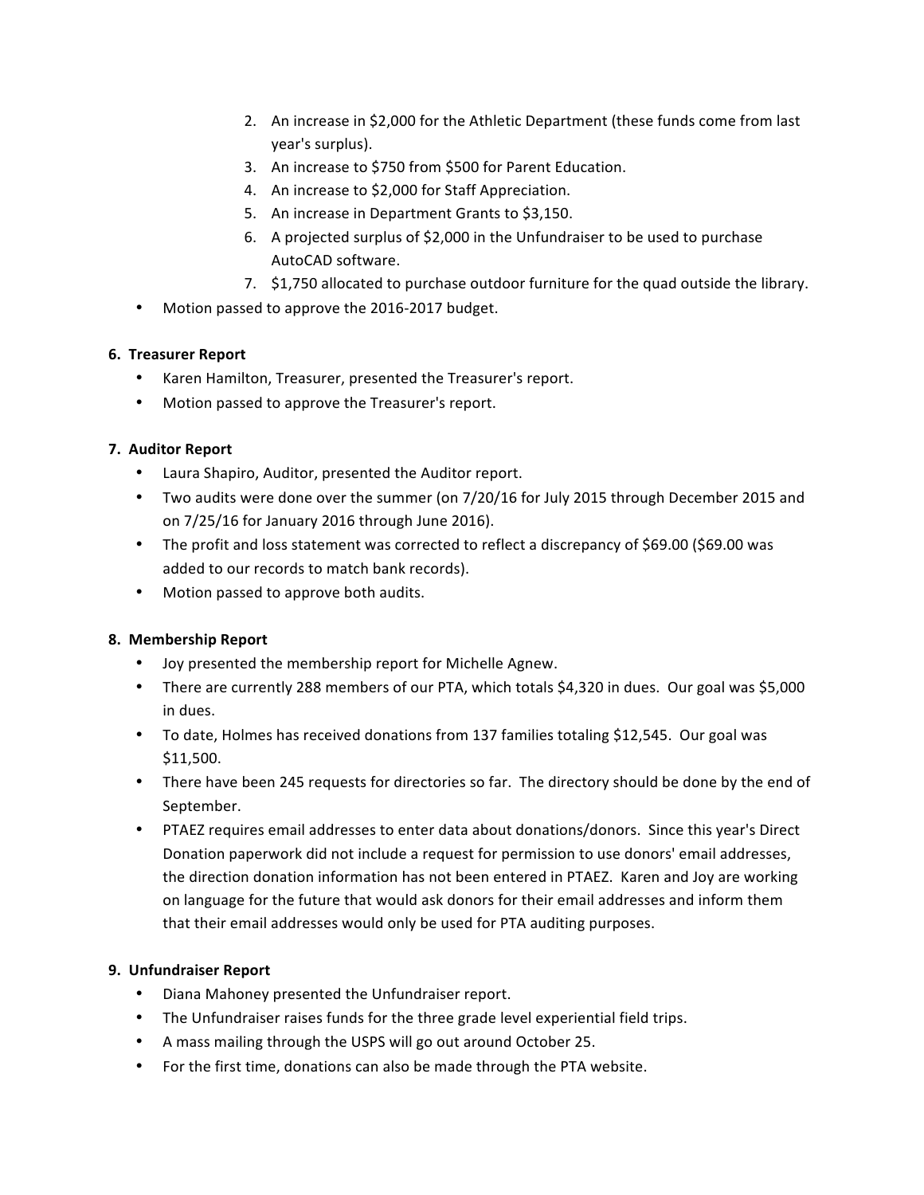2. An increase in $2,000 for the Athletic Department (these funds come from last year's surplus).
3. An increase to $750 from $500 for Parent Education.
4. An increase to $2,000 for Staff Appreciation.
5. An increase in Department Grants to $3,150.
6. A projected surplus of $2,000 in the Unfundraiser to be used to purchase AutoCAD software.
7. $1,750 allocated to purchase outdoor furniture for the quad outside the library.

- Motion passed to approve the 2016-2017 budget.

**6. Treasurer Report**

- Karen Hamilton, Treasurer, presented the Treasurer's report.
- Motion passed to approve the Treasurer's report.

**7. Auditor Report**

- Laura Shapiro, Auditor, presented the Auditor report.
- Two audits were done over the summer (on 7/20/16 for July 2015 through December 2015 and on 7/25/16 for January 2016 through June 2016).
- The profit and loss statement was corrected to reflect a discrepancy of $69.00 ($69.00 was added to our records to match bank records).
- Motion passed to approve both audits.

**8. Membership Report**

- Joy presented the membership report for Michelle Agnew.
- There are currently 288 members of our PTA, which totals $4,320 in dues. Our goal was $5,000 in dues.
- To date, Holmes has received donations from 137 families totaling $12,545. Our goal was $11,500.
- There have been 245 requests for directories so far. The directory should be done by the end of September.
- PTAEZ requires email addresses to enter data about donations/donors. Since this year's Direct Donation paperwork did not include a request for permission to use donors' email addresses, the direction donation information has not been entered in PTAEZ. Karen and Joy are working on language for the future that would ask donors for their email addresses and inform them that their email addresses would only be used for PTA auditing purposes.

**9. Unfundraiser Report**

- Diana Mahoney presented the Unfundraiser report.
- The Unfundraiser raises funds for the three grade level experiential field trips.
- A mass mailing through the USPS will go out around October 25.
- For the first time, donations can also be made through the PTA website.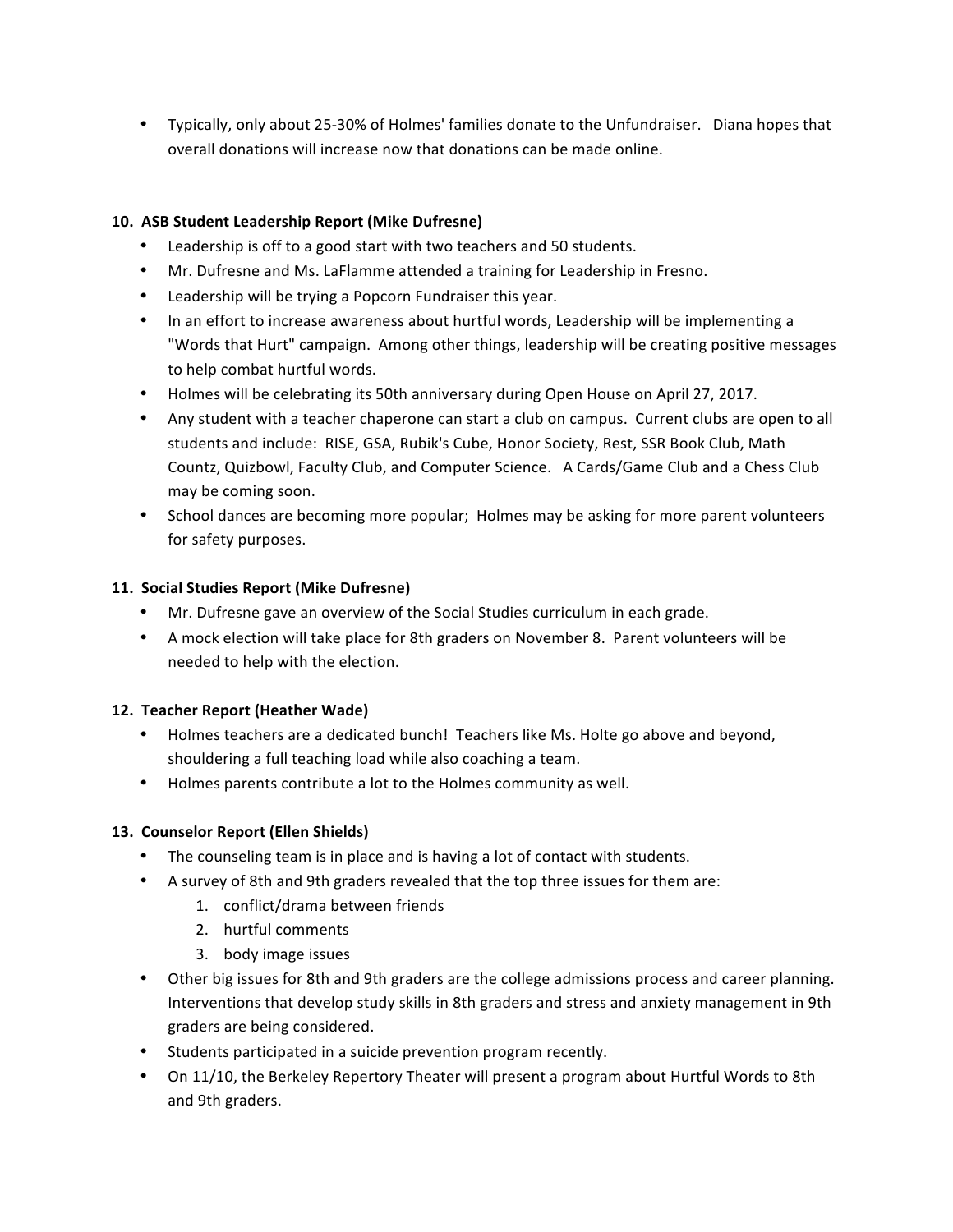- Typically, only about 25-30% of Holmes' families donate to the Unfundraiser. Diana hopes that overall donations will increase now that donations can be made online.

**10. ASB Student Leadership Report (Mike Dufresne)**

- Leadership is off to a good start with two teachers and 50 students.
- Mr. Dufresne and Ms. LaFlamme attended a training for Leadership in Fresno.
- Leadership will be trying a Popcorn Fundraiser this year.
- In an effort to increase awareness about hurtful words, Leadership will be implementing a "Words that Hurt" campaign. Among other things, leadership will be creating positive messages to help combat hurtful words.
- Holmes will be celebrating its 50th anniversary during Open House on April 27, 2017.
- Any student with a teacher chaperone can start a club on campus. Current clubs are open to all students and include: RISE, GSA, Rubik's Cube, Honor Society, Rest, SSR Book Club, Math Countz, Quizbowl, Faculty Club, and Computer Science. A Cards/Game Club and a Chess Club may be coming soon.
- School dances are becoming more popular; Holmes may be asking for more parent volunteers for safety purposes.

**11. Social Studies Report (Mike Dufresne)**

- Mr. Dufresne gave an overview of the Social Studies curriculum in each grade.
- A mock election will take place for 8th graders on November 8. Parent volunteers will be needed to help with the election.

**12. Teacher Report (Heather Wade)**

- Holmes teachers are a dedicated bunch! Teachers like Ms. Holte go above and beyond, shouldering a full teaching load while also coaching a team.
- Holmes parents contribute a lot to the Holmes community as well.

**13. Counselor Report (Ellen Shields)**

- The counseling team is in place and is having a lot of contact with students.
- A survey of 8th and 9th graders revealed that the top three issues for them are:
  1. conflict/drama between friends
  2. hurtful comments
  3. body image issues
- Other big issues for 8th and 9th graders are the college admissions process and career planning. Interventions that develop study skills in 8th graders and stress and anxiety management in 9th graders are being considered.
- Students participated in a suicide prevention program recently.
- On 11/10, the Berkeley Repertory Theater will present a program about Hurtful Words to 8th and 9th graders.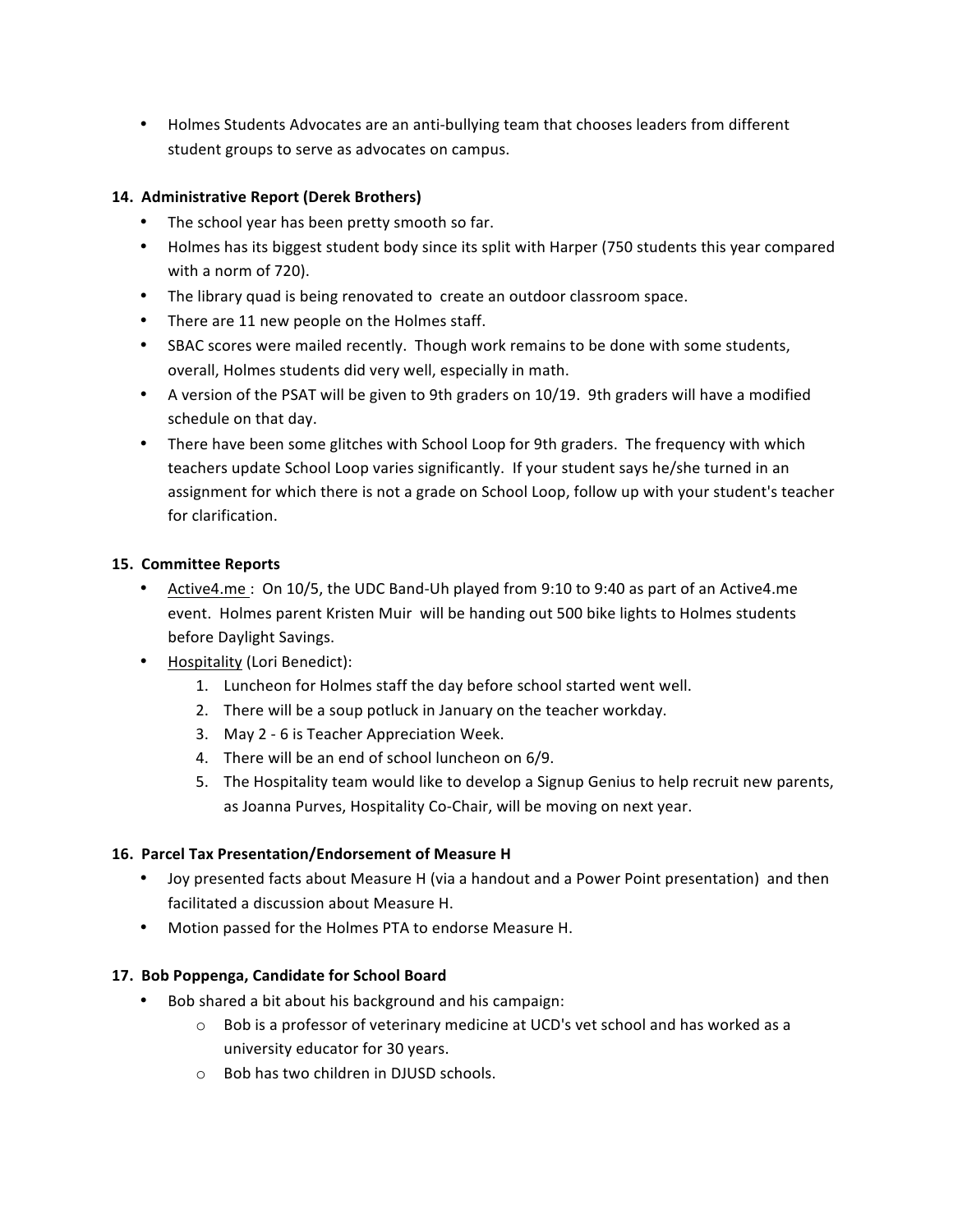- Holmes Students Advocates are an anti-bullying team that chooses leaders from different student groups to serve as advocates on campus.

**14. Administrative Report (Derek Brothers)**

- The school year has been pretty smooth so far.
- Holmes has its biggest student body since its split with Harper (750 students this year compared with a norm of 720).
- The library quad is being renovated to create an outdoor classroom space.
- There are 11 new people on the Holmes staff.
- SBAC scores were mailed recently. Though work remains to be done with some students, overall, Holmes students did very well, especially in math.
- A version of the PSAT will be given to 9th graders on 10/19. 9th graders will have a modified schedule on that day.
- There have been some glitches with School Loop for 9th graders. The frequency with which teachers update School Loop varies significantly. If your student says he/she turned in an assignment for which there is not a grade on School Loop, follow up with your student's teacher for clarification.

**15. Committee Reports**

- Active4.me : On 10/5, the UDC Band-Uh played from 9:10 to 9:40 as part of an Active4.me event. Holmes parent Kristen Muir will be handing out 500 bike lights to Holmes students before Daylight Savings.
- Hospitality (Lori Benedict):
  1. Luncheon for Holmes staff the day before school started went well.
  2. There will be a soup potluck in January on the teacher workday.
  3. May 2 - 6 is Teacher Appreciation Week.
  4. There will be an end of school luncheon on 6/9.
  5. The Hospitality team would like to develop a Signup Genius to help recruit new parents, as Joanna Purves, Hospitality Co-Chair, will be moving on next year.

**16. Parcel Tax Presentation/Endorsement of Measure H**

- Joy presented facts about Measure H (via a handout and a Power Point presentation) and then facilitated a discussion about Measure H.
- Motion passed for the Holmes PTA to endorse Measure H.

**17. Bob Poppenga, Candidate for School Board**

- Bob shared a bit about his background and his campaign:
  - Bob is a professor of veterinary medicine at UCD's vet school and has worked as a university educator for 30 years.
  - Bob has two children in DJUSD schools.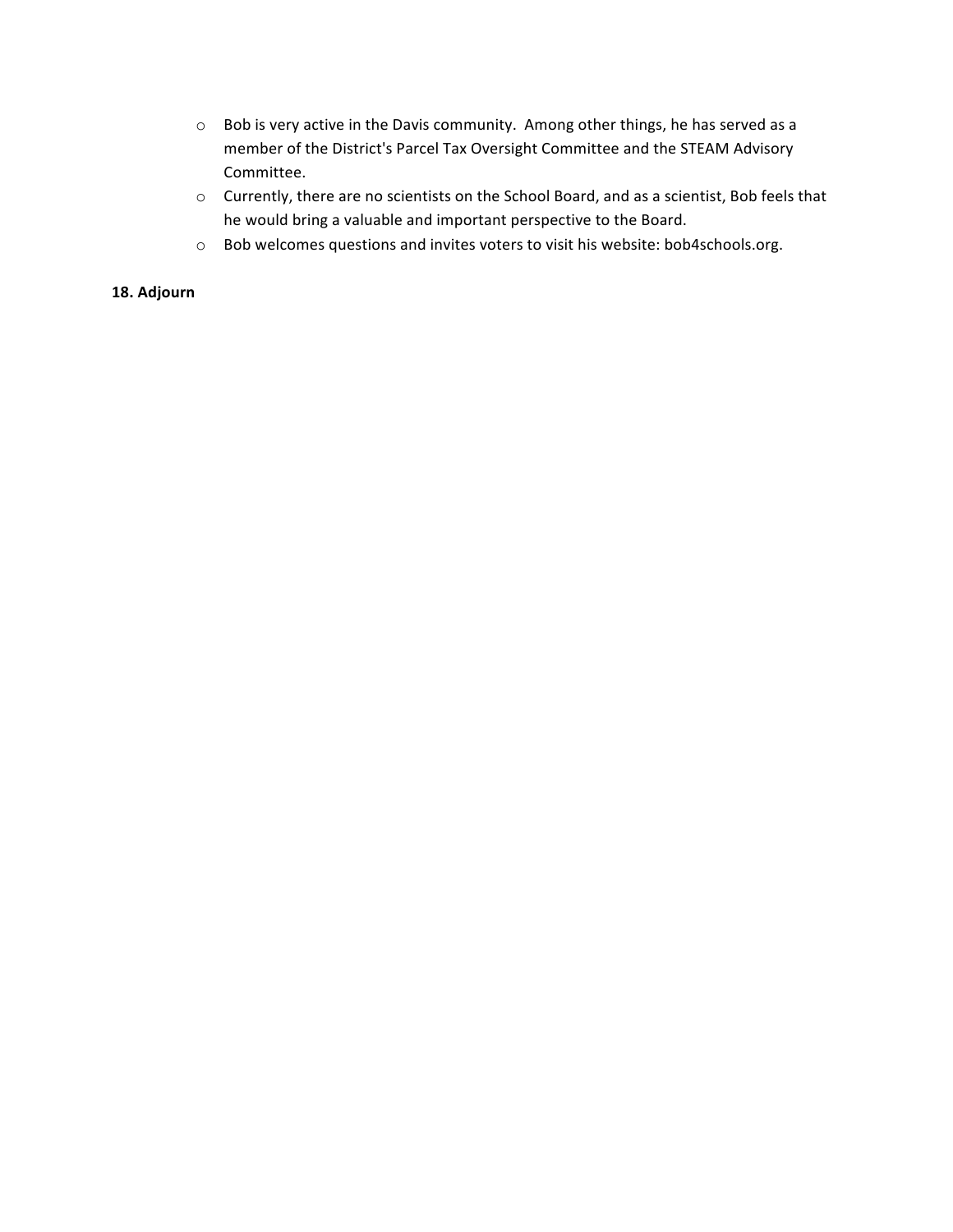- Bob is very active in the Davis community. Among other things, he has served as a member of the District's Parcel Tax Oversight Committee and the STEAM Advisory Committee.
- Currently, there are no scientists on the School Board, and as a scientist, Bob feels that he would bring a valuable and important perspective to the Board.
- Bob welcomes questions and invites voters to visit his website: bob4schools.org.

**18. Adjourn**